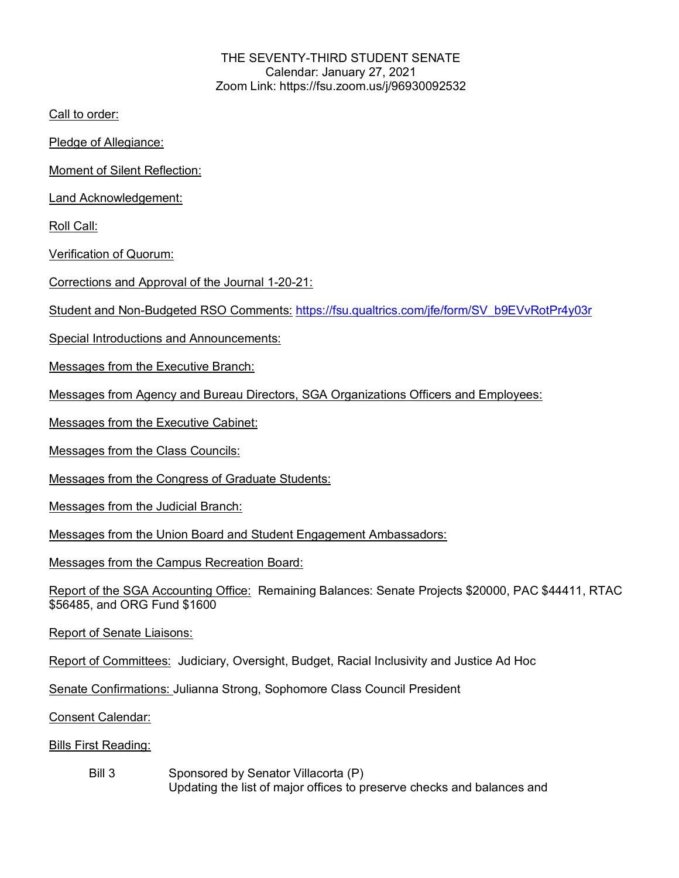THE SEVENTY-THIRD STUDENT SENATE
Calendar: January 27, 2021
Zoom Link: https://fsu.zoom.us/j/96930092532

Call to order:

Pledge of Allegiance:

Moment of Silent Reflection:

Land Acknowledgement:

Roll Call:

Verification of Quorum:

Corrections and Approval of the Journal 1-20-21:

Student and Non-Budgeted RSO Comments: https://fsu.qualtrics.com/jfe/form/SV_b9EVvRotPr4y03r

Special Introductions and Announcements:

Messages from the Executive Branch:

Messages from Agency and Bureau Directors, SGA Organizations Officers and Employees:

Messages from the Executive Cabinet:

Messages from the Class Councils:

Messages from the Congress of Graduate Students:

Messages from the Judicial Branch:

Messages from the Union Board and Student Engagement Ambassadors:

Messages from the Campus Recreation Board:

Report of the SGA Accounting Office: Remaining Balances: Senate Projects $20000, PAC $44411, RTAC $56485, and ORG Fund $1600

Report of Senate Liaisons:

Report of Committees: Judiciary, Oversight, Budget, Racial Inclusivity and Justice Ad Hoc

Senate Confirmations: Julianna Strong, Sophomore Class Council President

Consent Calendar:

Bills First Reading:

Bill 3 Sponsored by Senator Villacorta (P)
Updating the list of major offices to preserve checks and balances and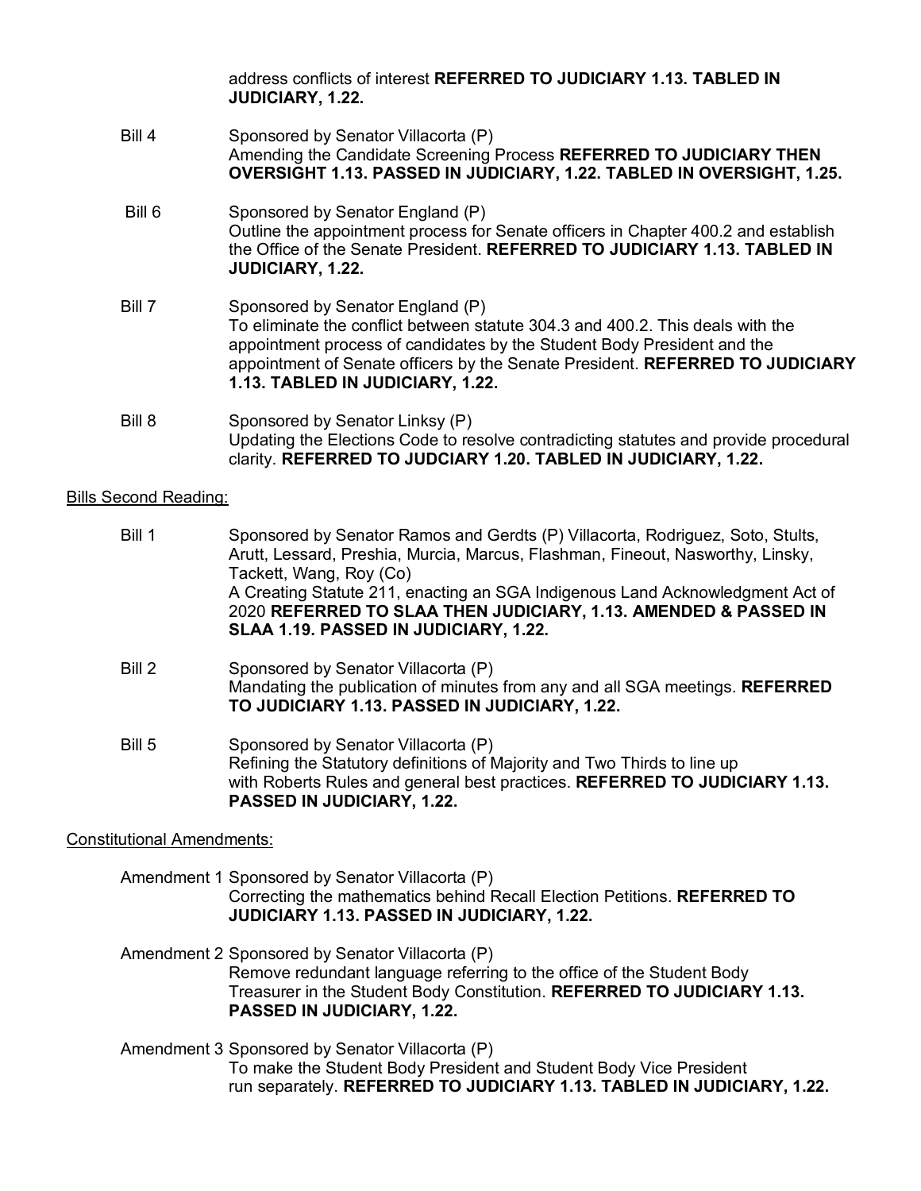address conflicts of interest **REFERRED TO JUDICIARY 1.13. TABLED IN JUDICIARY, 1.22.**

Bill 4 Sponsored by Senator Villacorta (P)
Amending the Candidate Screening Process **REFERRED TO JUDICIARY THEN OVERSIGHT 1.13. PASSED IN JUDICIARY, 1.22. TABLED IN OVERSIGHT, 1.25.**

Bill 6 Sponsored by Senator England (P)
Outline the appointment process for Senate officers in Chapter 400.2 and establish the Office of the Senate President. **REFERRED TO JUDICIARY 1.13. TABLED IN JUDICIARY, 1.22.**

Bill 7 Sponsored by Senator England (P)
To eliminate the conflict between statute 304.3 and 400.2. This deals with the appointment process of candidates by the Student Body President and the appointment of Senate officers by the Senate President. **REFERRED TO JUDICIARY 1.13. TABLED IN JUDICIARY, 1.22.**

Bill 8 Sponsored by Senator Linksy (P)
Updating the Elections Code to resolve contradicting statutes and provide procedural clarity. **REFERRED TO JUDCIARY 1.20. TABLED IN JUDICIARY, 1.22.**

Bills Second Reading:

Bill 1 Sponsored by Senator Ramos and Gerdts (P) Villacorta, Rodriguez, Soto, Stults, Arutt, Lessard, Preshia, Murcia, Marcus, Flashman, Fineout, Nasworthy, Linsky, Tackett, Wang, Roy (Co)
A Creating Statute 211, enacting an SGA Indigenous Land Acknowledgment Act of 2020 **REFERRED TO SLAA THEN JUDICIARY, 1.13. AMENDED & PASSED IN SLAA 1.19. PASSED IN JUDICIARY, 1.22.**

Bill 2 Sponsored by Senator Villacorta (P)
Mandating the publication of minutes from any and all SGA meetings. **REFERRED TO JUDICIARY 1.13. PASSED IN JUDICIARY, 1.22.**

Bill 5 Sponsored by Senator Villacorta (P)
Refining the Statutory definitions of Majority and Two Thirds to line up with Roberts Rules and general best practices. **REFERRED TO JUDICIARY 1.13. PASSED IN JUDICIARY, 1.22.**

Constitutional Amendments:

Amendment 1 Sponsored by Senator Villacorta (P)
Correcting the mathematics behind Recall Election Petitions. **REFERRED TO JUDICIARY 1.13. PASSED IN JUDICIARY, 1.22.**

Amendment 2 Sponsored by Senator Villacorta (P)
Remove redundant language referring to the office of the Student Body Treasurer in the Student Body Constitution. **REFERRED TO JUDICIARY 1.13. PASSED IN JUDICIARY, 1.22.**

Amendment 3 Sponsored by Senator Villacorta (P)
To make the Student Body President and Student Body Vice President run separately. **REFERRED TO JUDICIARY 1.13. TABLED IN JUDICIARY, 1.22.**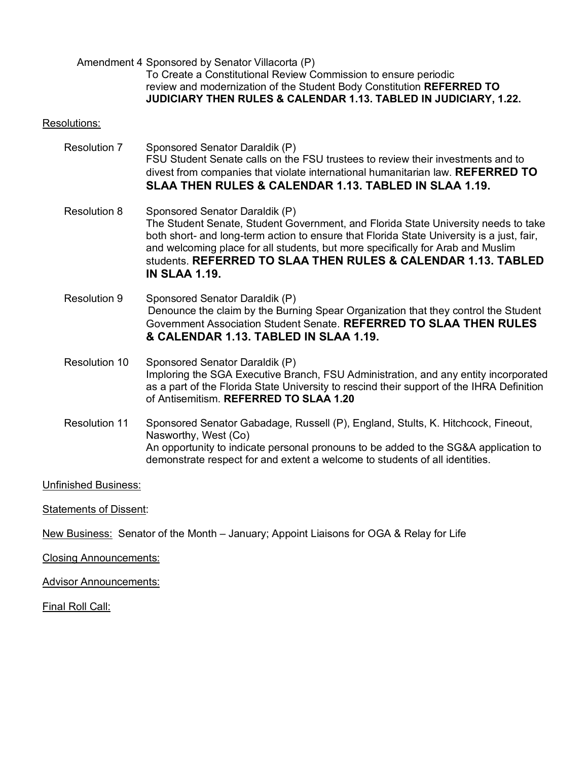Amendment 4 Sponsored by Senator Villacorta (P)
To Create a Constitutional Review Commission to ensure periodic review and modernization of the Student Body Constitution **REFERRED TO JUDICIARY THEN RULES & CALENDAR 1.13. TABLED IN JUDICIARY, 1.22.**

<u>Resolutions:</u>

Resolution 7 Sponsored Senator Daraldik (P)
FSU Student Senate calls on the FSU trustees to review their investments and to divest from companies that violate international humanitarian law. **REFERRED TO SLAA THEN RULES & CALENDAR 1.13. TABLED IN SLAA 1.19.**

Resolution 8 Sponsored Senator Daraldik (P)
The Student Senate, Student Government, and Florida State University needs to take both short- and long-term action to ensure that Florida State University is a just, fair, and welcoming place for all students, but more specifically for Arab and Muslim students. **REFERRED TO SLAA THEN RULES & CALENDAR 1.13. TABLED IN SLAA 1.19.**

Resolution 9 Sponsored Senator Daraldik (P)
Denounce the claim by the Burning Spear Organization that they control the Student Government Association Student Senate. **REFERRED TO SLAA THEN RULES & CALENDAR 1.13. TABLED IN SLAA 1.19.**

Resolution 10 Sponsored Senator Daraldik (P)
Imploring the SGA Executive Branch, FSU Administration, and any entity incorporated as a part of the Florida State University to rescind their support of the IHRA Definition of Antisemitism. **REFERRED TO SLAA 1.20**

Resolution 11 Sponsored Senator Gabadage, Russell (P), England, Stults, K. Hitchcock, Fineout, Nasworthy, West (Co)
An opportunity to indicate personal pronouns to be added to the SG&A application to demonstrate respect for and extent a welcome to students of all identities.

<u>Unfinished Business:</u>

<u>Statements of Dissent:</u>

<u>New Business:</u> Senator of the Month – January; Appoint Liaisons for OGA & Relay for Life

<u>Closing Announcements:</u>

<u>Advisor Announcements:</u>

<u>Final Roll Call:</u>